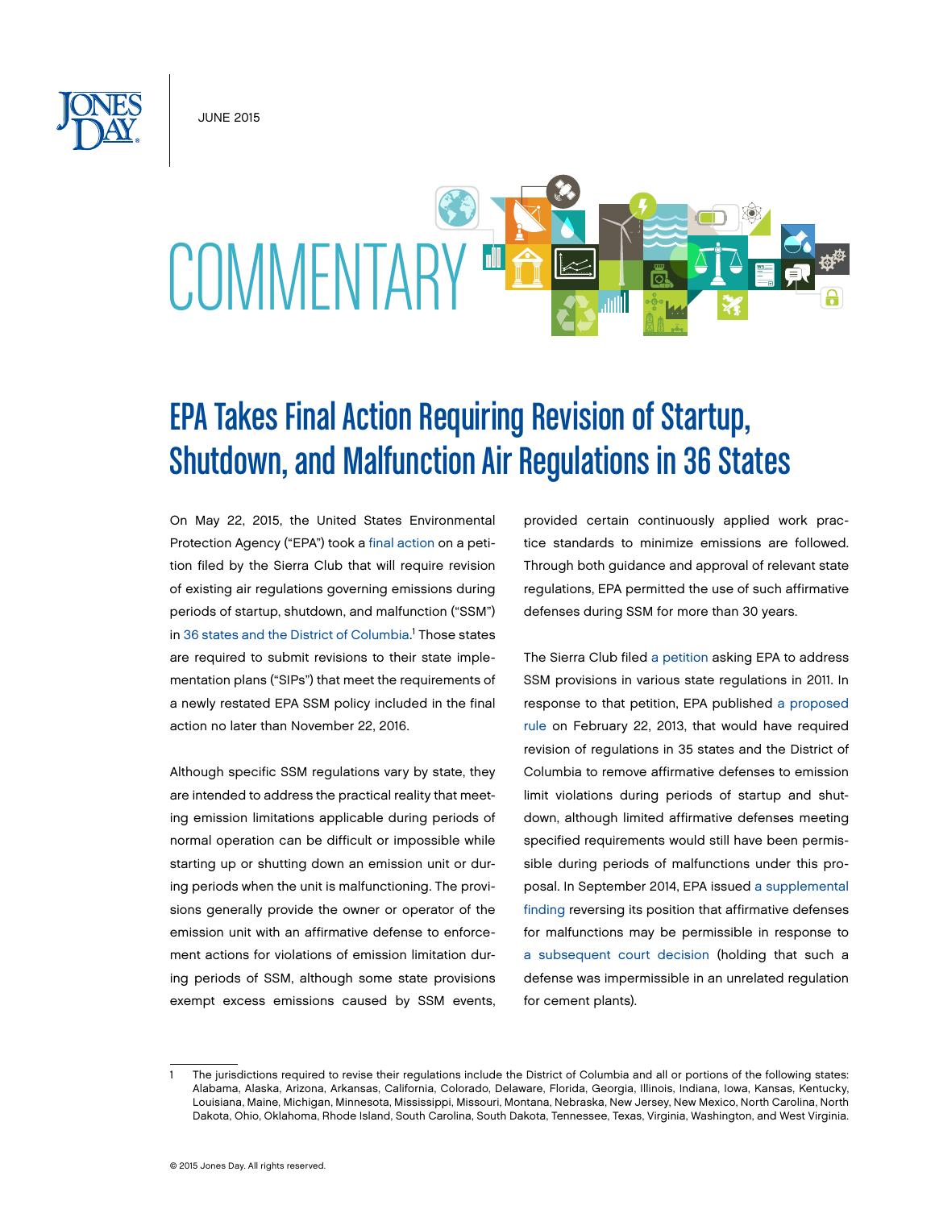JUNE 2015

# COMMENTARY

## EPA Takes Final Action Requiring Revision of Startup, Shutdown, and Malfunction Air Regulations in 36 States

On May 22, 2015, the United States Environmental Protection Agency ("EPA") took a final action on a petition filed by the Sierra Club that will require revision of existing air regulations governing emissions during periods of startup, shutdown, and malfunction ("SSM") in 36 states and the District of Columbia.[1] Those states are required to submit revisions to their state implementation plans ("SIPs") that meet the requirements of a newly restated EPA SSM policy included in the final action no later than November 22, 2016.

Although specific SSM regulations vary by state, they are intended to address the practical reality that meeting emission limitations applicable during periods of normal operation can be difficult or impossible while starting up or shutting down an emission unit or during periods when the unit is malfunctioning. The provisions generally provide the owner or operator of the emission unit with an affirmative defense to enforcement actions for violations of emission limitation during periods of SSM, although some state provisions exempt excess emissions caused by SSM events, provided certain continuously applied work practice standards to minimize emissions are followed. Through both guidance and approval of relevant state regulations, EPA permitted the use of such affirmative defenses during SSM for more than 30 years.

The Sierra Club filed a petition asking EPA to address SSM provisions in various state regulations in 2011. In response to that petition, EPA published a proposed rule on February 22, 2013, that would have required revision of regulations in 35 states and the District of Columbia to remove affirmative defenses to emission limit violations during periods of startup and shutdown, although limited affirmative defenses meeting specified requirements would still have been permissible during periods of malfunctions under this proposal. In September 2014, EPA issued a supplemental finding reversing its position that affirmative defenses for malfunctions may be permissible in response to a subsequent court decision (holding that such a defense was impermissible in an unrelated regulation for cement plants).

---

1 The jurisdictions required to revise their regulations include the District of Columbia and all or portions of the following states: Alabama, Alaska, Arizona, Arkansas, California, Colorado, Delaware, Florida, Georgia, Illinois, Indiana, Iowa, Kansas, Kentucky, Louisiana, Maine, Michigan, Minnesota, Mississippi, Missouri, Montana, Nebraska, New Jersey, New Mexico, North Carolina, North Dakota, Ohio, Oklahoma, Rhode Island, South Carolina, South Dakota, Tennessee, Texas, Virginia, Washington, and West Virginia.

© 2015 Jones Day. All rights reserved.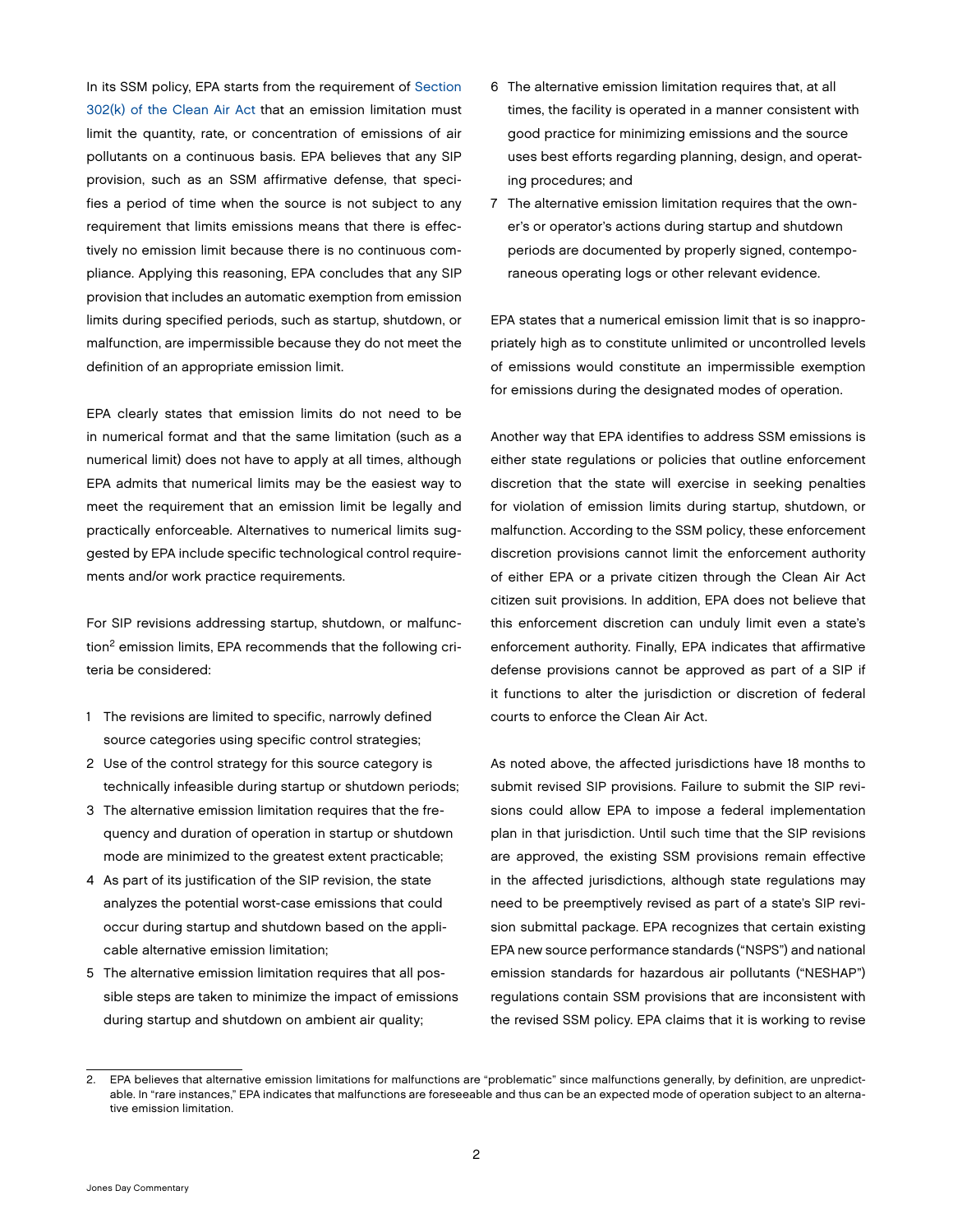In its SSM policy, EPA starts from the requirement of Section 302(k) of the Clean Air Act that an emission limitation must limit the quantity, rate, or concentration of emissions of air pollutants on a continuous basis. EPA believes that any SIP provision, such as an SSM affirmative defense, that specifies a period of time when the source is not subject to any requirement that limits emissions means that there is effectively no emission limit because there is no continuous compliance. Applying this reasoning, EPA concludes that any SIP provision that includes an automatic exemption from emission limits during specified periods, such as startup, shutdown, or malfunction, are impermissible because they do not meet the definition of an appropriate emission limit.

EPA clearly states that emission limits do not need to be in numerical format and that the same limitation (such as a numerical limit) does not have to apply at all times, although EPA admits that numerical limits may be the easiest way to meet the requirement that an emission limit be legally and practically enforceable. Alternatives to numerical limits suggested by EPA include specific technological control requirements and/or work practice requirements.

For SIP revisions addressing startup, shutdown, or malfunction[2] emission limits, EPA recommends that the following criteria be considered:

1. The revisions are limited to specific, narrowly defined source categories using specific control strategies;
2. Use of the control strategy for this source category is technically infeasible during startup or shutdown periods;
3. The alternative emission limitation requires that the frequency and duration of operation in startup or shutdown mode are minimized to the greatest extent practicable;
4. As part of its justification of the SIP revision, the state analyzes the potential worst-case emissions that could occur during startup and shutdown based on the applicable alternative emission limitation;
5. The alternative emission limitation requires that all possible steps are taken to minimize the impact of emissions during startup and shutdown on ambient air quality;
6. The alternative emission limitation requires that, at all times, the facility is operated in a manner consistent with good practice for minimizing emissions and the source uses best efforts regarding planning, design, and operating procedures; and
7. The alternative emission limitation requires that the owner's or operator's actions during startup and shutdown periods are documented by properly signed, contemporaneous operating logs or other relevant evidence.

EPA states that a numerical emission limit that is so inappropriately high as to constitute unlimited or uncontrolled levels of emissions would constitute an impermissible exemption for emissions during the designated modes of operation.

Another way that EPA identifies to address SSM emissions is either state regulations or policies that outline enforcement discretion that the state will exercise in seeking penalties for violation of emission limits during startup, shutdown, or malfunction. According to the SSM policy, these enforcement discretion provisions cannot limit the enforcement authority of either EPA or a private citizen through the Clean Air Act citizen suit provisions. In addition, EPA does not believe that this enforcement discretion can unduly limit even a state's enforcement authority. Finally, EPA indicates that affirmative defense provisions cannot be approved as part of a SIP if it functions to alter the jurisdiction or discretion of federal courts to enforce the Clean Air Act.

As noted above, the affected jurisdictions have 18 months to submit revised SIP provisions. Failure to submit the SIP revisions could allow EPA to impose a federal implementation plan in that jurisdiction. Until such time that the SIP revisions are approved, the existing SSM provisions remain effective in the affected jurisdictions, although state regulations may need to be preemptively revised as part of a state's SIP revision submittal package. EPA recognizes that certain existing EPA new source performance standards ("NSPS") and national emission standards for hazardous air pollutants ("NESHAP") regulations contain SSM provisions that are inconsistent with the revised SSM policy. EPA claims that it is working to revise

---

2. EPA believes that alternative emission limitations for malfunctions are "problematic" since malfunctions generally, by definition, are unpredictable. In "rare instances," EPA indicates that malfunctions are foreseeable and thus can be an expected mode of operation subject to an alternative emission limitation.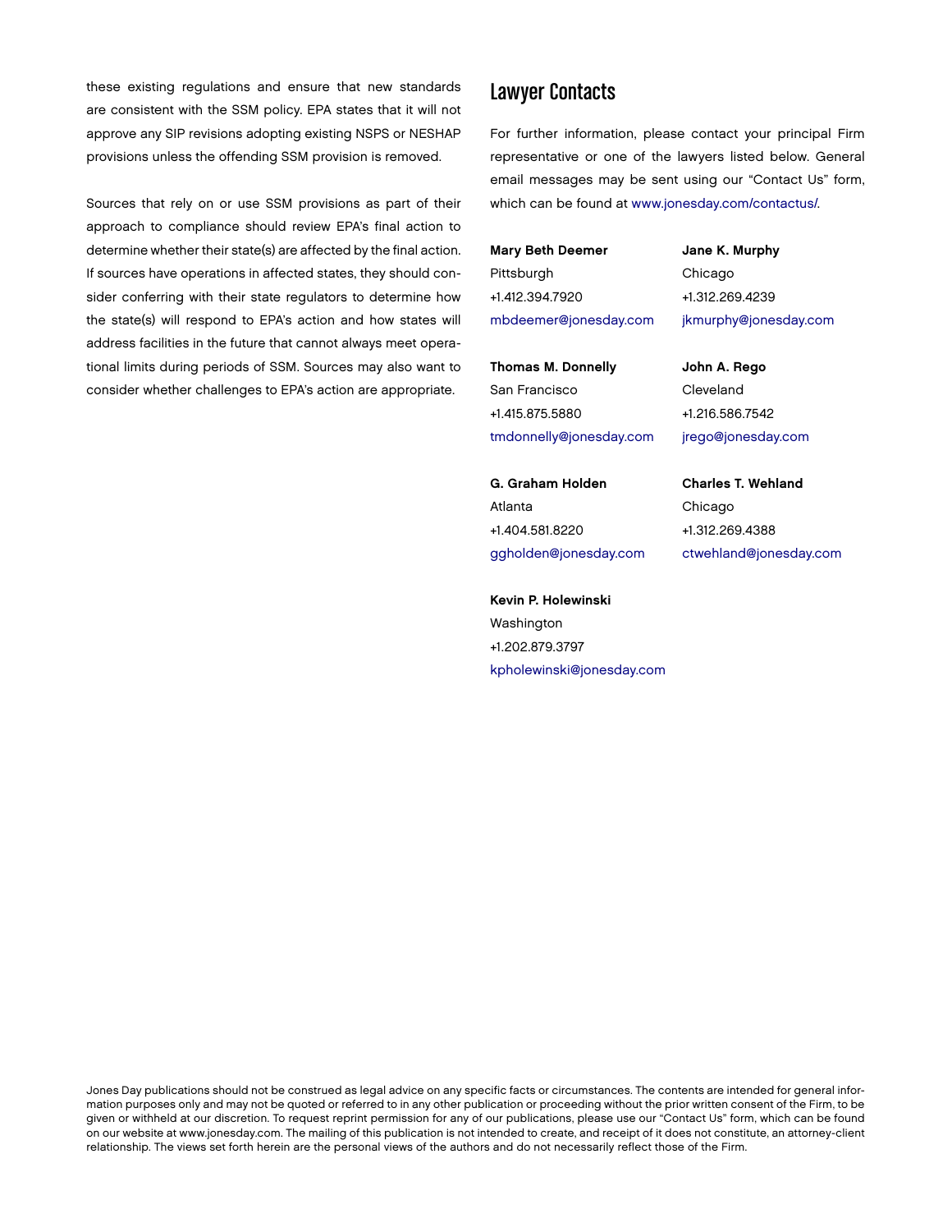these existing regulations and ensure that new standards are consistent with the SSM policy. EPA states that it will not approve any SIP revisions adopting existing NSPS or NESHAP provisions unless the offending SSM provision is removed.

Sources that rely on or use SSM provisions as part of their approach to compliance should review EPA's final action to determine whether their state(s) are affected by the final action. If sources have operations in affected states, they should consider conferring with their state regulators to determine how the state(s) will respond to EPA's action and how states will address facilities in the future that cannot always meet operational limits during periods of SSM. Sources may also want to consider whether challenges to EPA's action are appropriate.

## Lawyer Contacts

For further information, please contact your principal Firm representative or one of the lawyers listed below. General email messages may be sent using our "Contact Us" form, which can be found at www.jonesday.com/contactus/.

**Mary Beth Deemer**
Pittsburgh
+1.412.394.7920
mbdeemer@jonesday.com

**Thomas M. Donnelly**
San Francisco
+1.415.875.5880
tmdonnelly@jonesday.com

**G. Graham Holden**
Atlanta
+1.404.581.8220
ggholden@jonesday.com

**Kevin P. Holewinski**
Washington
+1.202.879.3797
kpholewinski@jonesday.com

**Jane K. Murphy**
Chicago
+1.312.269.4239
jkmurphy@jonesday.com

**John A. Rego**
Cleveland
+1.216.586.7542
jrego@jonesday.com

**Charles T. Wehland**
Chicago
+1.312.269.4388
ctwehland@jonesday.com

Jones Day publications should not be construed as legal advice on any specific facts or circumstances. The contents are intended for general information purposes only and may not be quoted or referred to in any other publication or proceeding without the prior written consent of the Firm, to be given or withheld at our discretion. To request reprint permission for any of our publications, please use our "Contact Us" form, which can be found on our website at www.jonesday.com. The mailing of this publication is not intended to create, and receipt of it does not constitute, an attorney-client relationship. The views set forth herein are the personal views of the authors and do not necessarily reflect those of the Firm.